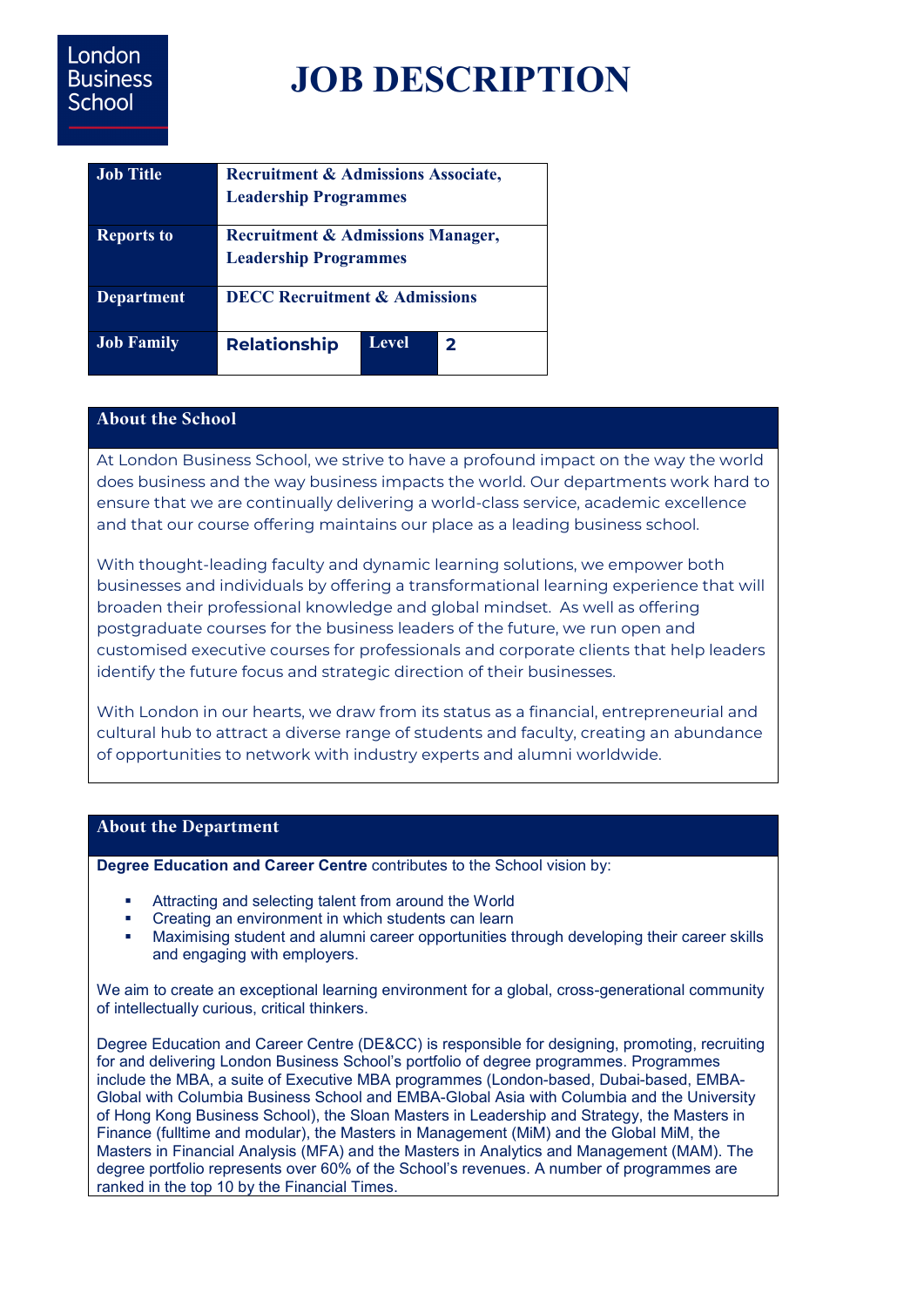London Business School

# JOB DESCRIPTION

| Job Title | Recruitment & Admissions Associate, Leadership Programmes | | |
|---|---|---|---|
| Reports to | Recruitment & Admissions Manager, Leadership Programmes | | |
| Department | DECC Recruitment & Admissions | | |
| Job Family | Relationship | Level | 2 |

## About the School

At London Business School, we strive to have a profound impact on the way the world does business and the way business impacts the world. Our departments work hard to ensure that we are continually delivering a world-class service, academic excellence and that our course offering maintains our place as a leading business school.

With thought-leading faculty and dynamic learning solutions, we empower both businesses and individuals by offering a transformational learning experience that will broaden their professional knowledge and global mindset. As well as offering postgraduate courses for the business leaders of the future, we run open and customised executive courses for professionals and corporate clients that help leaders identify the future focus and strategic direction of their businesses.

With London in our hearts, we draw from its status as a financial, entrepreneurial and cultural hub to attract a diverse range of students and faculty, creating an abundance of opportunities to network with industry experts and alumni worldwide.

## About the Department

**Degree Education and Career Centre** contributes to the School vision by:

- Attracting and selecting talent from around the World
- Creating an environment in which students can learn
- Maximising student and alumni career opportunities through developing their career skills and engaging with employers.

We aim to create an exceptional learning environment for a global, cross-generational community of intellectually curious, critical thinkers.

Degree Education and Career Centre (DE&CC) is responsible for designing, promoting, recruiting for and delivering London Business School's portfolio of degree programmes. Programmes include the MBA, a suite of Executive MBA programmes (London-based, Dubai-based, EMBA-Global with Columbia Business School and EMBA-Global Asia with Columbia and the University of Hong Kong Business School), the Sloan Masters in Leadership and Strategy, the Masters in Finance (fulltime and modular), the Masters in Management (MiM) and the Global MiM, the Masters in Financial Analysis (MFA) and the Masters in Analytics and Management (MAM). The degree portfolio represents over 60% of the School's revenues. A number of programmes are ranked in the top 10 by the Financial Times.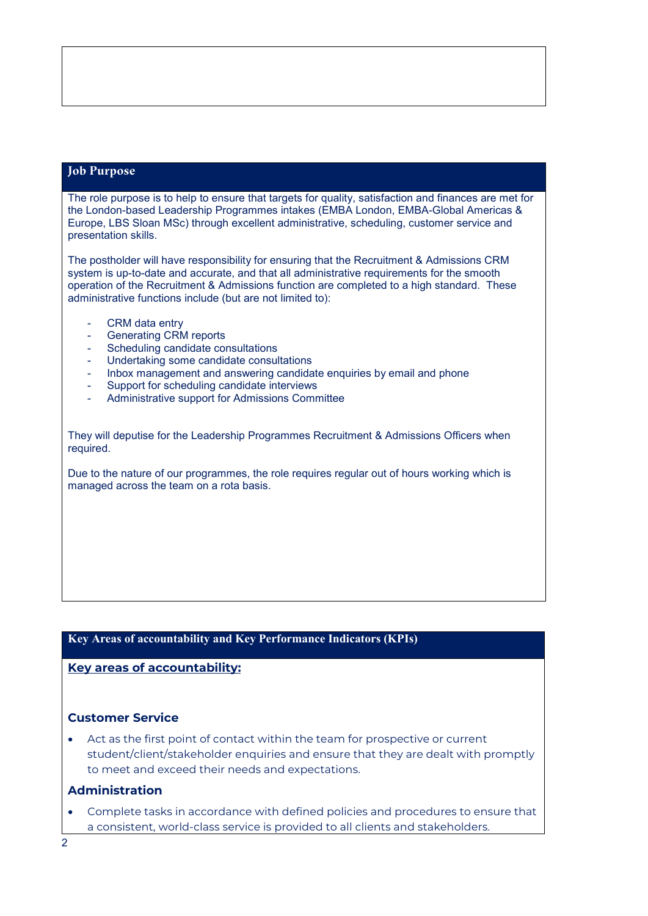## Job Purpose

The role purpose is to help to ensure that targets for quality, satisfaction and finances are met for the London-based Leadership Programmes intakes (EMBA London, EMBA-Global Americas & Europe, LBS Sloan MSc) through excellent administrative, scheduling, customer service and presentation skills.

The postholder will have responsibility for ensuring that the Recruitment & Admissions CRM system is up-to-date and accurate, and that all administrative requirements for the smooth operation of the Recruitment & Admissions function are completed to a high standard. These administrative functions include (but are not limited to):

- CRM data entry
- Generating CRM reports
- Scheduling candidate consultations
- Undertaking some candidate consultations
- Inbox management and answering candidate enquiries by email and phone
- Support for scheduling candidate interviews
- Administrative support for Admissions Committee

They will deputise for the Leadership Programmes Recruitment & Admissions Officers when required.

Due to the nature of our programmes, the role requires regular out of hours working which is managed across the team on a rota basis.

## Key Areas of accountability and Key Performance Indicators (KPIs)

**Key areas of accountability:**

### Customer Service

- Act as the first point of contact within the team for prospective or current student/client/stakeholder enquiries and ensure that they are dealt with promptly to meet and exceed their needs and expectations.

### Administration

- Complete tasks in accordance with defined policies and procedures to ensure that a consistent, world-class service is provided to all clients and stakeholders.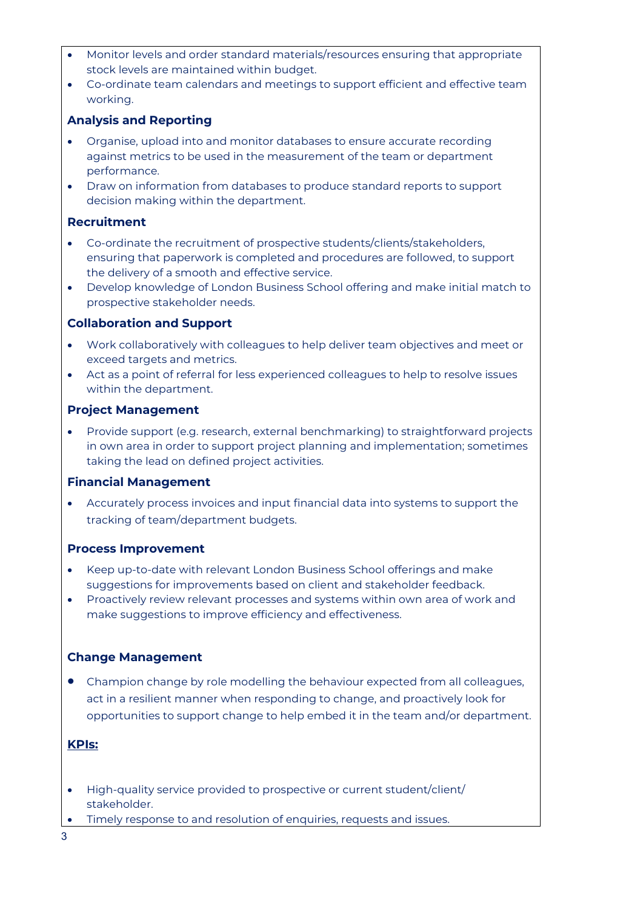- Monitor levels and order standard materials/resources ensuring that appropriate stock levels are maintained within budget.
- Co-ordinate team calendars and meetings to support efficient and effective team working.

**Analysis and Reporting**

- Organise, upload into and monitor databases to ensure accurate recording against metrics to be used in the measurement of the team or department performance.
- Draw on information from databases to produce standard reports to support decision making within the department.

**Recruitment**

- Co-ordinate the recruitment of prospective students/clients/stakeholders, ensuring that paperwork is completed and procedures are followed, to support the delivery of a smooth and effective service.
- Develop knowledge of London Business School offering and make initial match to prospective stakeholder needs.

**Collaboration and Support**

- Work collaboratively with colleagues to help deliver team objectives and meet or exceed targets and metrics.
- Act as a point of referral for less experienced colleagues to help to resolve issues within the department.

**Project Management**

- Provide support (e.g. research, external benchmarking) to straightforward projects in own area in order to support project planning and implementation; sometimes taking the lead on defined project activities.

**Financial Management**

- Accurately process invoices and input financial data into systems to support the tracking of team/department budgets.

**Process Improvement**

- Keep up-to-date with relevant London Business School offerings and make suggestions for improvements based on client and stakeholder feedback.
- Proactively review relevant processes and systems within own area of work and make suggestions to improve efficiency and effectiveness.

**Change Management**

- Champion change by role modelling the behaviour expected from all colleagues, act in a resilient manner when responding to change, and proactively look for opportunities to support change to help embed it in the team and/or department.

**KPIs:**

- High-quality service provided to prospective or current student/client/ stakeholder.
- Timely response to and resolution of enquiries, requests and issues.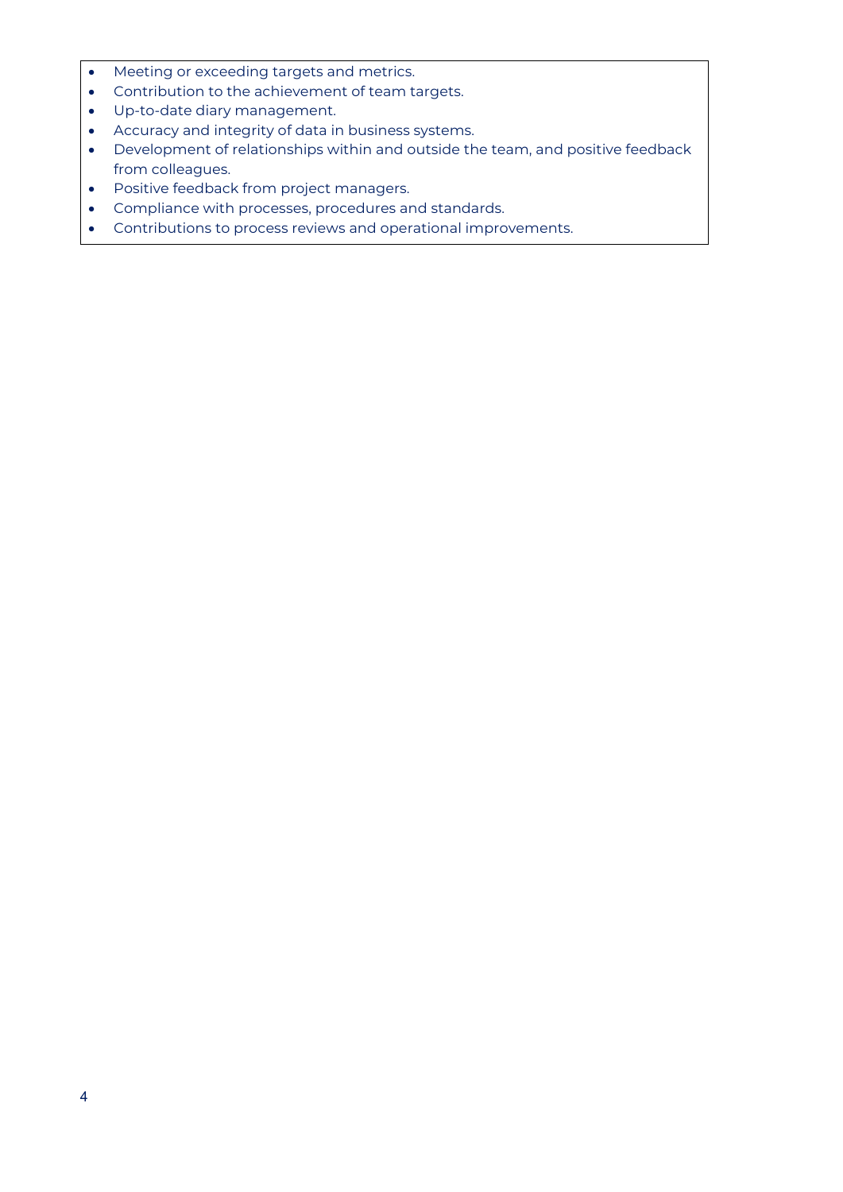- Meeting or exceeding targets and metrics.
- Contribution to the achievement of team targets.
- Up-to-date diary management.
- Accuracy and integrity of data in business systems.
- Development of relationships within and outside the team, and positive feedback from colleagues.
- Positive feedback from project managers.
- Compliance with processes, procedures and standards.
- Contributions to process reviews and operational improvements.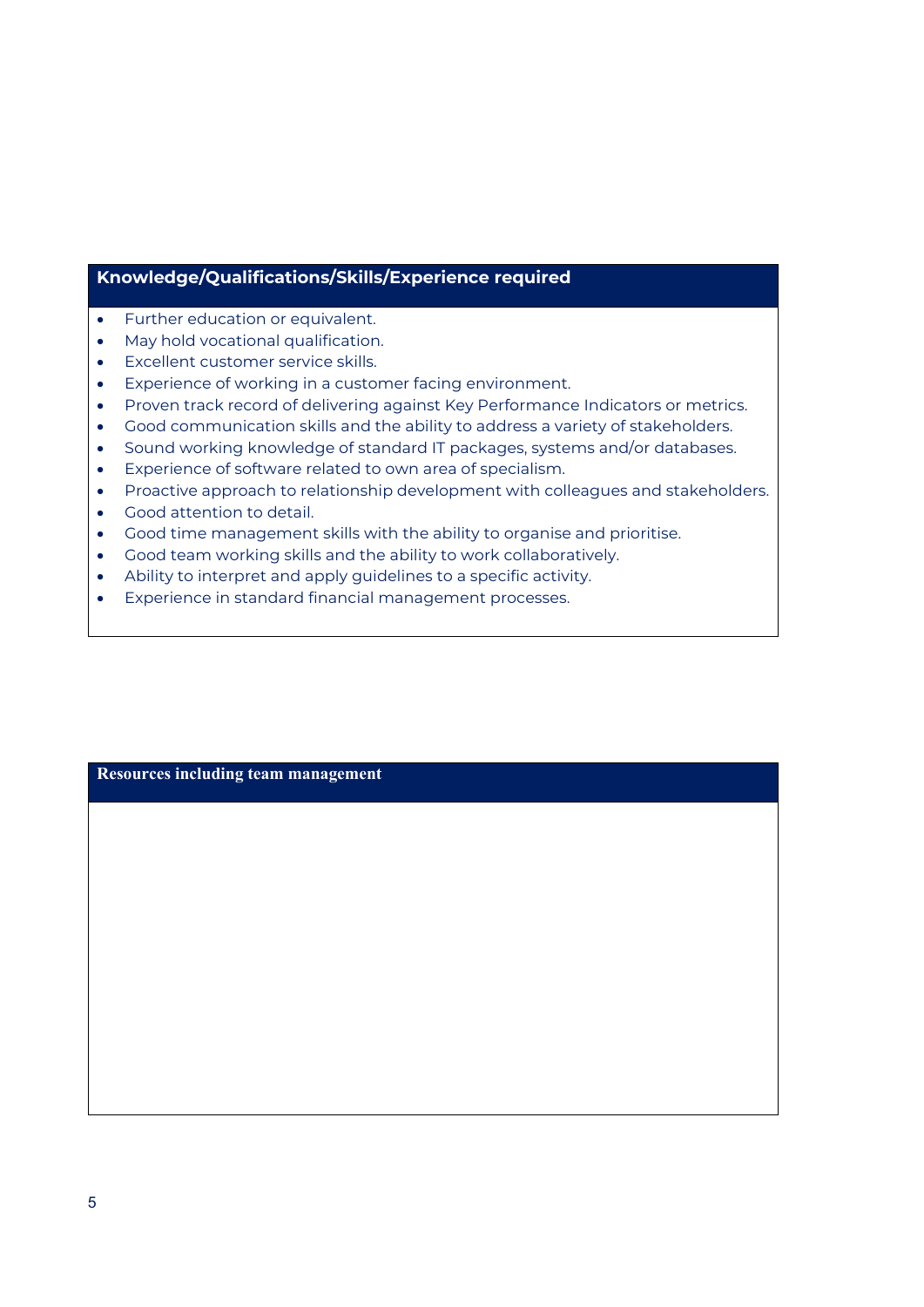## Knowledge/Qualifications/Skills/Experience required

- Further education or equivalent.
- May hold vocational qualification.
- Excellent customer service skills.
- Experience of working in a customer facing environment.
- Proven track record of delivering against Key Performance Indicators or metrics.
- Good communication skills and the ability to address a variety of stakeholders.
- Sound working knowledge of standard IT packages, systems and/or databases.
- Experience of software related to own area of specialism.
- Proactive approach to relationship development with colleagues and stakeholders.
- Good attention to detail.
- Good time management skills with the ability to organise and prioritise.
- Good team working skills and the ability to work collaboratively.
- Ability to interpret and apply guidelines to a specific activity.
- Experience in standard financial management processes.

## Resources including team management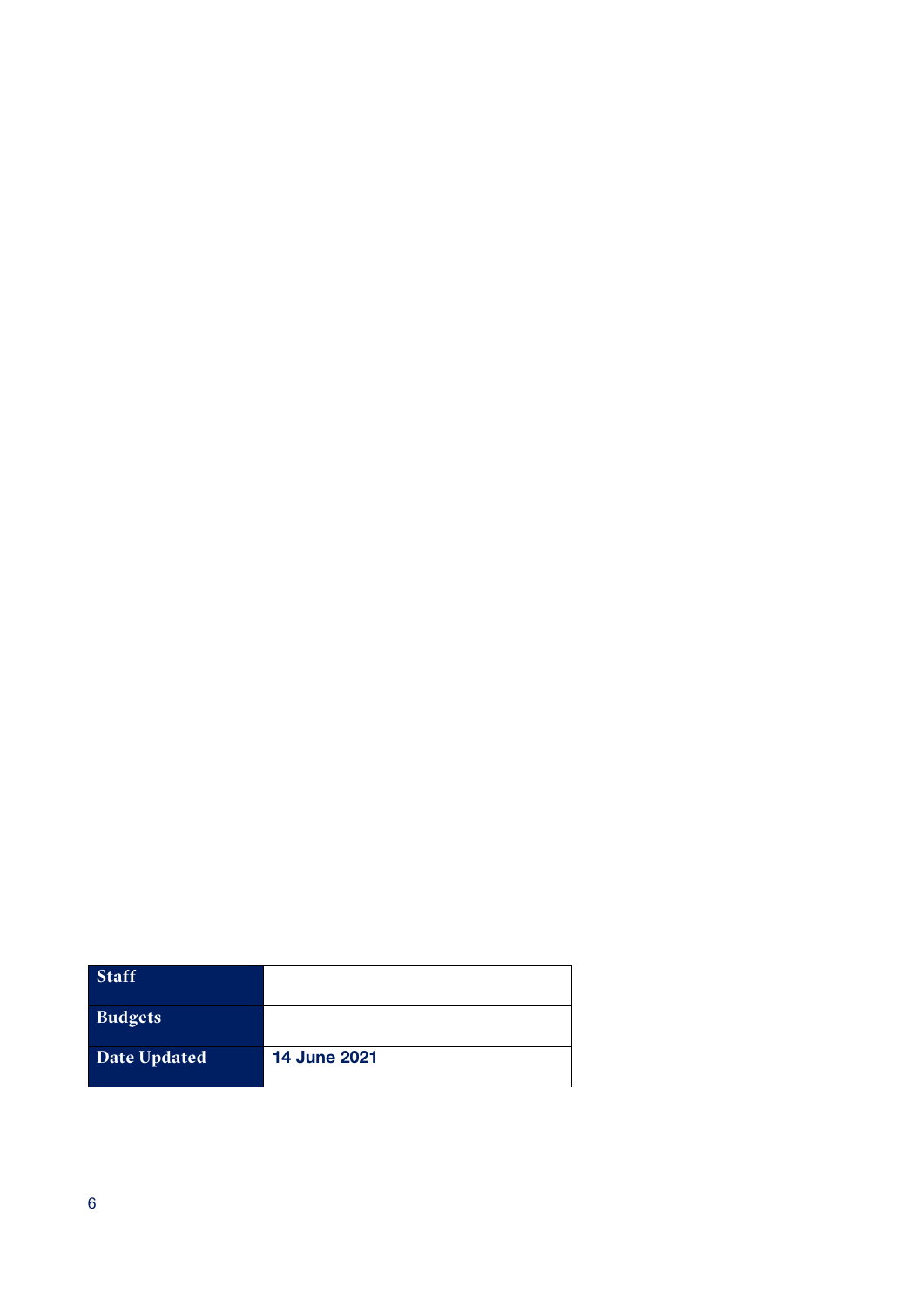| | |
|---|---|
| **Staff** | |
| **Budgets** | |
| **Date Updated** | **14 June 2021** |